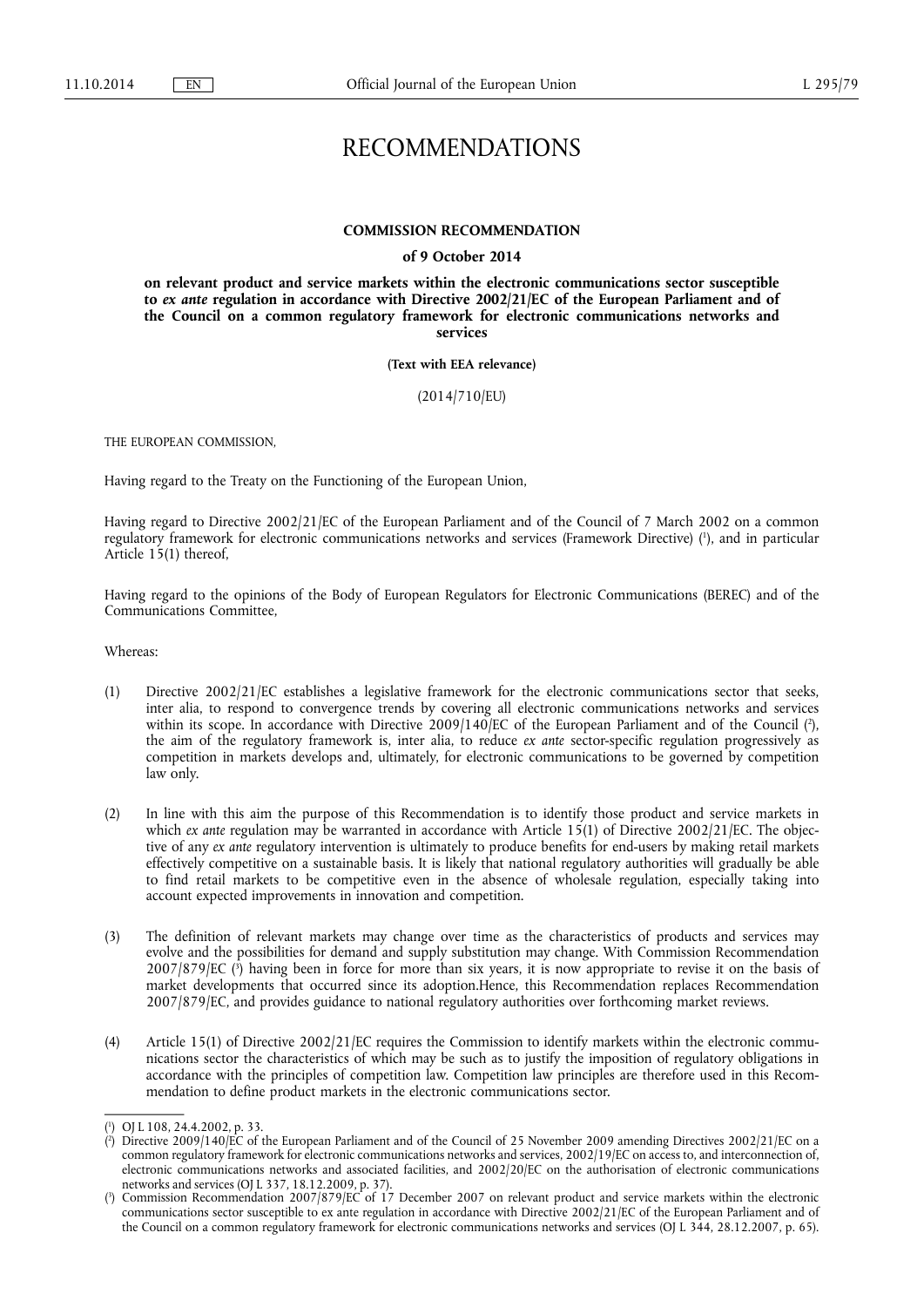# RECOMMENDATIONS

**COMMISSION RECOMMENDATION**

**of 9 October 2014**

**on relevant product and service markets within the electronic communications sector susceptible to *ex ante* regulation in accordance with Directive 2002/21/EC of the European Parliament and of the Council on a common regulatory framework for electronic communications networks and services**

**(Text with EEA relevance)**

(2014/710/EU)

THE EUROPEAN COMMISSION,

Having regard to the Treaty on the Functioning of the European Union,

Having regard to Directive 2002/21/EC of the European Parliament and of the Council of 7 March 2002 on a common regulatory framework for electronic communications networks and services (Framework Directive) [1], and in particular Article 15(1) thereof,

Having regard to the opinions of the Body of European Regulators for Electronic Communications (BEREC) and of the Communications Committee,

Whereas:

(1) Directive 2002/21/EC establishes a legislative framework for the electronic communications sector that seeks, inter alia, to respond to convergence trends by covering all electronic communications networks and services within its scope. In accordance with Directive 2009/140/EC of the European Parliament and of the Council [2], the aim of the regulatory framework is, inter alia, to reduce *ex ante* sector-specific regulation progressively as competition in markets develops and, ultimately, for electronic communications to be governed by competition law only.

(2) In line with this aim the purpose of this Recommendation is to identify those product and service markets in which *ex ante* regulation may be warranted in accordance with Article 15(1) of Directive 2002/21/EC. The objective of any *ex ante* regulatory intervention is ultimately to produce benefits for end-users by making retail markets effectively competitive on a sustainable basis. It is likely that national regulatory authorities will gradually be able to find retail markets to be competitive even in the absence of wholesale regulation, especially taking into account expected improvements in innovation and competition.

(3) The definition of relevant markets may change over time as the characteristics of products and services may evolve and the possibilities for demand and supply substitution may change. With Commission Recommendation 2007/879/EC [3] having been in force for more than six years, it is now appropriate to revise it on the basis of market developments that occurred since its adoption.Hence, this Recommendation replaces Recommendation 2007/879/EC, and provides guidance to national regulatory authorities over forthcoming market reviews.

(4) Article 15(1) of Directive 2002/21/EC requires the Commission to identify markets within the electronic communications sector the characteristics of which may be such as to justify the imposition of regulatory obligations in accordance with the principles of competition law. Competition law principles are therefore used in this Recommendation to define product markets in the electronic communications sector.

---

[1] OJ L 108, 24.4.2002, p. 33.

[2] Directive 2009/140/EC of the European Parliament and of the Council of 25 November 2009 amending Directives 2002/21/EC on a common regulatory framework for electronic communications networks and services, 2002/19/EC on access to, and interconnection of, electronic communications networks and associated facilities, and 2002/20/EC on the authorisation of electronic communications networks and services (OJ L 337, 18.12.2009, p. 37).

[3] Commission Recommendation 2007/879/EC of 17 December 2007 on relevant product and service markets within the electronic communications sector susceptible to ex ante regulation in accordance with Directive 2002/21/EC of the European Parliament and of the Council on a common regulatory framework for electronic communications networks and services (OJ L 344, 28.12.2007, p. 65).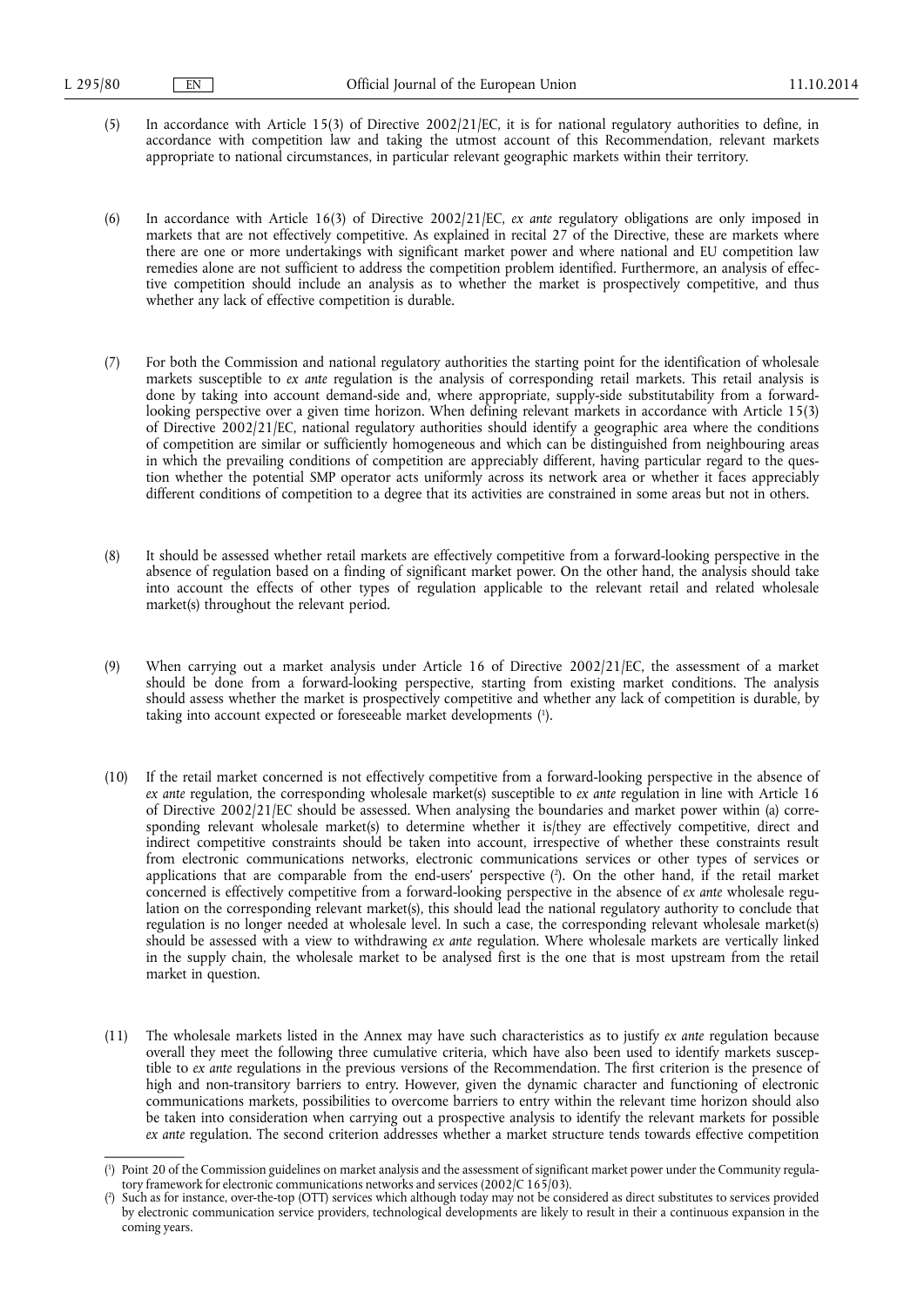(5) In accordance with Article 15(3) of Directive 2002/21/EC, it is for national regulatory authorities to define, in accordance with competition law and taking the utmost account of this Recommendation, relevant markets appropriate to national circumstances, in particular relevant geographic markets within their territory.

(6) In accordance with Article 16(3) of Directive 2002/21/EC, *ex ante* regulatory obligations are only imposed in markets that are not effectively competitive. As explained in recital 27 of the Directive, these are markets where there are one or more undertakings with significant market power and where national and EU competition law remedies alone are not sufficient to address the competition problem identified. Furthermore, an analysis of effective competition should include an analysis as to whether the market is prospectively competitive, and thus whether any lack of effective competition is durable.

(7) For both the Commission and national regulatory authorities the starting point for the identification of wholesale markets susceptible to *ex ante* regulation is the analysis of corresponding retail markets. This retail analysis is done by taking into account demand-side and, where appropriate, supply-side substitutability from a forward-looking perspective over a given time horizon. When defining relevant markets in accordance with Article 15(3) of Directive 2002/21/EC, national regulatory authorities should identify a geographic area where the conditions of competition are similar or sufficiently homogeneous and which can be distinguished from neighbouring areas in which the prevailing conditions of competition are appreciably different, having particular regard to the question whether the potential SMP operator acts uniformly across its network area or whether it faces appreciably different conditions of competition to a degree that its activities are constrained in some areas but not in others.

(8) It should be assessed whether retail markets are effectively competitive from a forward-looking perspective in the absence of regulation based on a finding of significant market power. On the other hand, the analysis should take into account the effects of other types of regulation applicable to the relevant retail and related wholesale market(s) throughout the relevant period.

(9) When carrying out a market analysis under Article 16 of Directive 2002/21/EC, the assessment of a market should be done from a forward-looking perspective, starting from existing market conditions. The analysis should assess whether the market is prospectively competitive and whether any lack of competition is durable, by taking into account expected or foreseeable market developments [1].

(10) If the retail market concerned is not effectively competitive from a forward-looking perspective in the absence of *ex ante* regulation, the corresponding wholesale market(s) susceptible to *ex ante* regulation in line with Article 16 of Directive 2002/21/EC should be assessed. When analysing the boundaries and market power within (a) corresponding relevant wholesale market(s) to determine whether it is/they are effectively competitive, direct and indirect competitive constraints should be taken into account, irrespective of whether these constraints result from electronic communications networks, electronic communications services or other types of services or applications that are comparable from the end-users' perspective [2]. On the other hand, if the retail market concerned is effectively competitive from a forward-looking perspective in the absence of *ex ante* wholesale regulation on the corresponding relevant market(s), this should lead the national regulatory authority to conclude that regulation is no longer needed at wholesale level. In such a case, the corresponding relevant wholesale market(s) should be assessed with a view to withdrawing *ex ante* regulation. Where wholesale markets are vertically linked in the supply chain, the wholesale market to be analysed first is the one that is most upstream from the retail market in question.

(11) The wholesale markets listed in the Annex may have such characteristics as to justify *ex ante* regulation because overall they meet the following three cumulative criteria, which have also been used to identify markets susceptible to *ex ante* regulations in the previous versions of the Recommendation. The first criterion is the presence of high and non-transitory barriers to entry. However, given the dynamic character and functioning of electronic communications markets, possibilities to overcome barriers to entry within the relevant time horizon should also be taken into consideration when carrying out a prospective analysis to identify the relevant markets for possible *ex ante* regulation. The second criterion addresses whether a market structure tends towards effective competition

---

[1] Point 20 of the Commission guidelines on market analysis and the assessment of significant market power under the Community regulatory framework for electronic communications networks and services (2002/C 165/03).

[2] Such as for instance, over-the-top (OTT) services which although today may not be considered as direct substitutes to services provided by electronic communication service providers, technological developments are likely to result in their a continuous expansion in the coming years.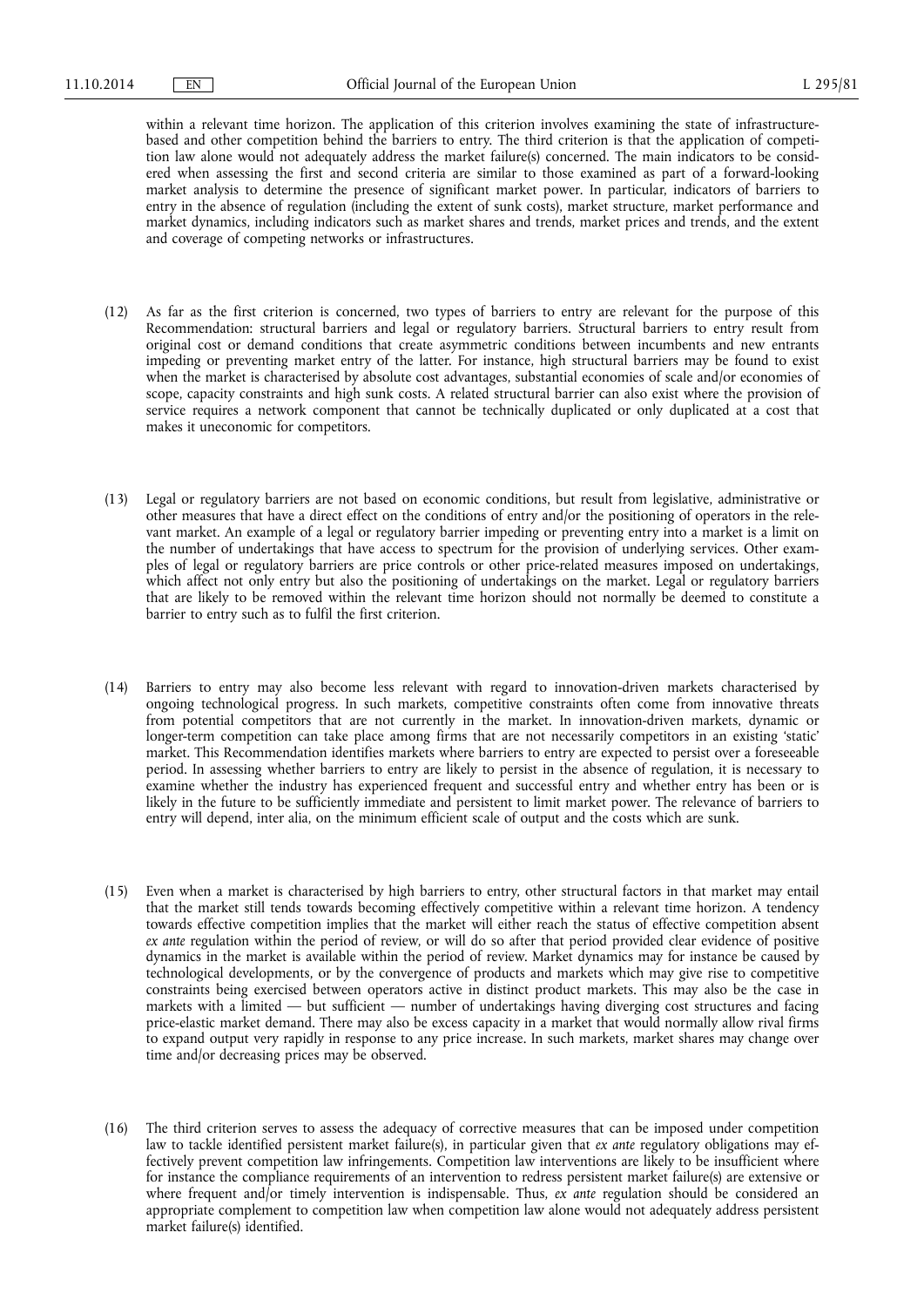within a relevant time horizon. The application of this criterion involves examining the state of infrastructure-based and other competition behind the barriers to entry. The third criterion is that the application of competition law alone would not adequately address the market failure(s) concerned. The main indicators to be considered when assessing the first and second criteria are similar to those examined as part of a forward-looking market analysis to determine the presence of significant market power. In particular, indicators of barriers to entry in the absence of regulation (including the extent of sunk costs), market structure, market performance and market dynamics, including indicators such as market shares and trends, market prices and trends, and the extent and coverage of competing networks or infrastructures.

(12) As far as the first criterion is concerned, two types of barriers to entry are relevant for the purpose of this Recommendation: structural barriers and legal or regulatory barriers. Structural barriers to entry result from original cost or demand conditions that create asymmetric conditions between incumbents and new entrants impeding or preventing market entry of the latter. For instance, high structural barriers may be found to exist when the market is characterised by absolute cost advantages, substantial economies of scale and/or economies of scope, capacity constraints and high sunk costs. A related structural barrier can also exist where the provision of service requires a network component that cannot be technically duplicated or only duplicated at a cost that makes it uneconomic for competitors.

(13) Legal or regulatory barriers are not based on economic conditions, but result from legislative, administrative or other measures that have a direct effect on the conditions of entry and/or the positioning of operators in the relevant market. An example of a legal or regulatory barrier impeding or preventing entry into a market is a limit on the number of undertakings that have access to spectrum for the provision of underlying services. Other examples of legal or regulatory barriers are price controls or other price-related measures imposed on undertakings, which affect not only entry but also the positioning of undertakings on the market. Legal or regulatory barriers that are likely to be removed within the relevant time horizon should not normally be deemed to constitute a barrier to entry such as to fulfil the first criterion.

(14) Barriers to entry may also become less relevant with regard to innovation-driven markets characterised by ongoing technological progress. In such markets, competitive constraints often come from innovative threats from potential competitors that are not currently in the market. In innovation-driven markets, dynamic or longer-term competition can take place among firms that are not necessarily competitors in an existing 'static' market. This Recommendation identifies markets where barriers to entry are expected to persist over a foreseeable period. In assessing whether barriers to entry are likely to persist in the absence of regulation, it is necessary to examine whether the industry has experienced frequent and successful entry and whether entry has been or is likely in the future to be sufficiently immediate and persistent to limit market power. The relevance of barriers to entry will depend, inter alia, on the minimum efficient scale of output and the costs which are sunk.

(15) Even when a market is characterised by high barriers to entry, other structural factors in that market may entail that the market still tends towards becoming effectively competitive within a relevant time horizon. A tendency towards effective competition implies that the market will either reach the status of effective competition absent *ex ante* regulation within the period of review, or will do so after that period provided clear evidence of positive dynamics in the market is available within the period of review. Market dynamics may for instance be caused by technological developments, or by the convergence of products and markets which may give rise to competitive constraints being exercised between operators active in distinct product markets. This may also be the case in markets with a limited — but sufficient — number of undertakings having diverging cost structures and facing price-elastic market demand. There may also be excess capacity in a market that would normally allow rival firms to expand output very rapidly in response to any price increase. In such markets, market shares may change over time and/or decreasing prices may be observed.

(16) The third criterion serves to assess the adequacy of corrective measures that can be imposed under competition law to tackle identified persistent market failure(s), in particular given that *ex ante* regulatory obligations may effectively prevent competition law infringements. Competition law interventions are likely to be insufficient where for instance the compliance requirements of an intervention to redress persistent market failure(s) are extensive or where frequent and/or timely intervention is indispensable. Thus, *ex ante* regulation should be considered an appropriate complement to competition law when competition law alone would not adequately address persistent market failure(s) identified.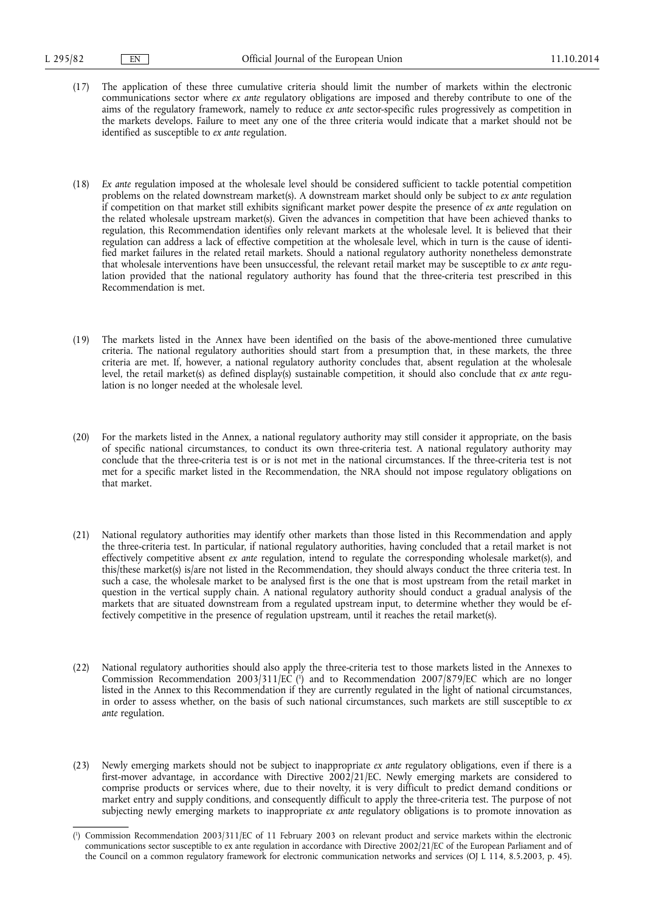(17) The application of these three cumulative criteria should limit the number of markets within the electronic communications sector where *ex ante* regulatory obligations are imposed and thereby contribute to one of the aims of the regulatory framework, namely to reduce *ex ante* sector-specific rules progressively as competition in the markets develops. Failure to meet any one of the three criteria would indicate that a market should not be identified as susceptible to *ex ante* regulation.

(18) *Ex ante* regulation imposed at the wholesale level should be considered sufficient to tackle potential competition problems on the related downstream market(s). A downstream market should only be subject to *ex ante* regulation if competition on that market still exhibits significant market power despite the presence of *ex ante* regulation on the related wholesale upstream market(s). Given the advances in competition that have been achieved thanks to regulation, this Recommendation identifies only relevant markets at the wholesale level. It is believed that their regulation can address a lack of effective competition at the wholesale level, which in turn is the cause of identified market failures in the related retail markets. Should a national regulatory authority nonetheless demonstrate that wholesale interventions have been unsuccessful, the relevant retail market may be susceptible to *ex ante* regulation provided that the national regulatory authority has found that the three-criteria test prescribed in this Recommendation is met.

(19) The markets listed in the Annex have been identified on the basis of the above-mentioned three cumulative criteria. The national regulatory authorities should start from a presumption that, in these markets, the three criteria are met. If, however, a national regulatory authority concludes that, absent regulation at the wholesale level, the retail market(s) as defined display(s) sustainable competition, it should also conclude that *ex ante* regulation is no longer needed at the wholesale level.

(20) For the markets listed in the Annex, a national regulatory authority may still consider it appropriate, on the basis of specific national circumstances, to conduct its own three-criteria test. A national regulatory authority may conclude that the three-criteria test is or is not met in the national circumstances. If the three-criteria test is not met for a specific market listed in the Recommendation, the NRA should not impose regulatory obligations on that market.

(21) National regulatory authorities may identify other markets than those listed in this Recommendation and apply the three-criteria test. In particular, if national regulatory authorities, having concluded that a retail market is not effectively competitive absent *ex ante* regulation, intend to regulate the corresponding wholesale market(s), and this/these market(s) is/are not listed in the Recommendation, they should always conduct the three criteria test. In such a case, the wholesale market to be analysed first is the one that is most upstream from the retail market in question in the vertical supply chain. A national regulatory authority should conduct a gradual analysis of the markets that are situated downstream from a regulated upstream input, to determine whether they would be effectively competitive in the presence of regulation upstream, until it reaches the retail market(s).

(22) National regulatory authorities should also apply the three-criteria test to those markets listed in the Annexes to Commission Recommendation 2003/311/EC [1] and to Recommendation 2007/879/EC which are no longer listed in the Annex to this Recommendation if they are currently regulated in the light of national circumstances, in order to assess whether, on the basis of such national circumstances, such markets are still susceptible to *ex ante* regulation.

(23) Newly emerging markets should not be subject to inappropriate *ex ante* regulatory obligations, even if there is a first-mover advantage, in accordance with Directive 2002/21/EC. Newly emerging markets are considered to comprise products or services where, due to their novelty, it is very difficult to predict demand conditions or market entry and supply conditions, and consequently difficult to apply the three-criteria test. The purpose of not subjecting newly emerging markets to inappropriate *ex ante* regulatory obligations is to promote innovation as

---

[1] Commission Recommendation 2003/311/EC of 11 February 2003 on relevant product and service markets within the electronic communications sector susceptible to ex ante regulation in accordance with Directive 2002/21/EC of the European Parliament and of the Council on a common regulatory framework for electronic communication networks and services (OJ L 114, 8.5.2003, p. 45).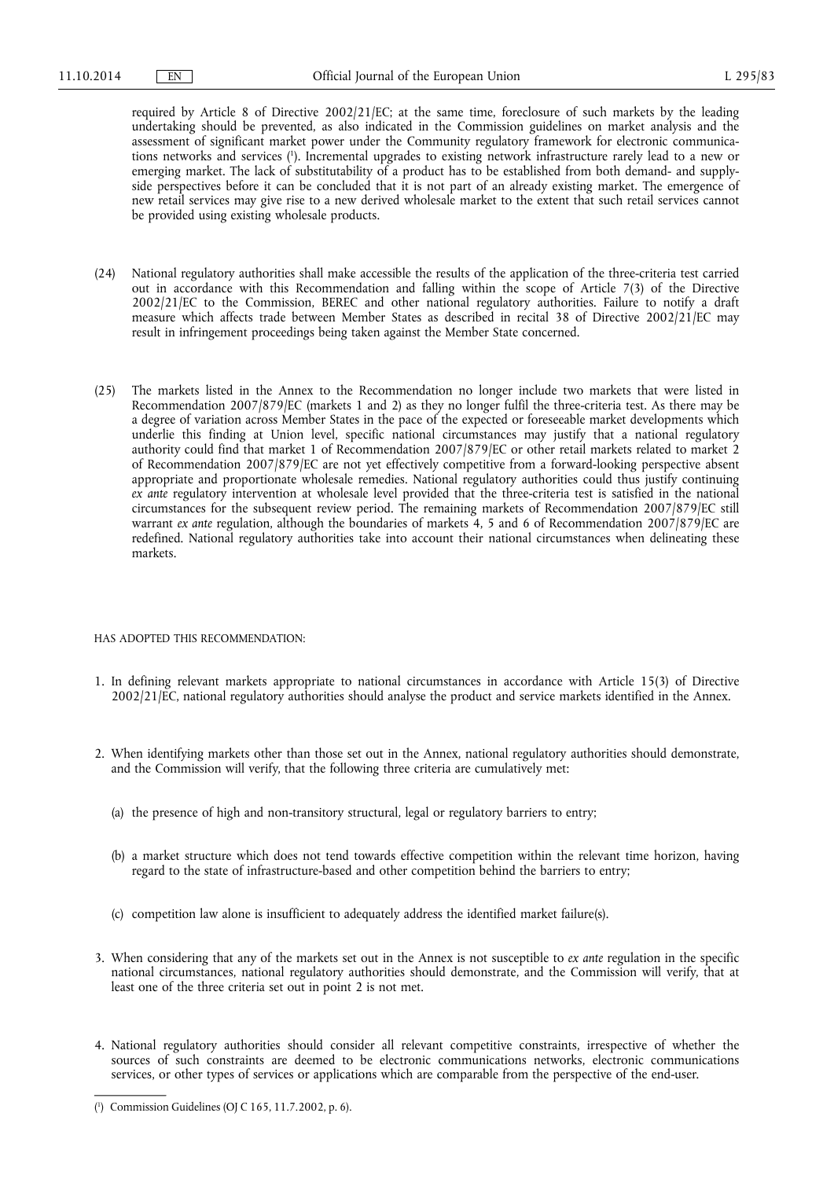required by Article 8 of Directive 2002/21/EC; at the same time, foreclosure of such markets by the leading undertaking should be prevented, as also indicated in the Commission guidelines on market analysis and the assessment of significant market power under the Community regulatory framework for electronic communications networks and services [1]. Incremental upgrades to existing network infrastructure rarely lead to a new or emerging market. The lack of substitutability of a product has to be established from both demand- and supply-side perspectives before it can be concluded that it is not part of an already existing market. The emergence of new retail services may give rise to a new derived wholesale market to the extent that such retail services cannot be provided using existing wholesale products.

(24) National regulatory authorities shall make accessible the results of the application of the three-criteria test carried out in accordance with this Recommendation and falling within the scope of Article 7(3) of the Directive 2002/21/EC to the Commission, BEREC and other national regulatory authorities. Failure to notify a draft measure which affects trade between Member States as described in recital 38 of Directive 2002/21/EC may result in infringement proceedings being taken against the Member State concerned.

(25) The markets listed in the Annex to the Recommendation no longer include two markets that were listed in Recommendation 2007/879/EC (markets 1 and 2) as they no longer fulfil the three-criteria test. As there may be a degree of variation across Member States in the pace of the expected or foreseeable market developments which underlie this finding at Union level, specific national circumstances may justify that a national regulatory authority could find that market 1 of Recommendation 2007/879/EC or other retail markets related to market 2 of Recommendation 2007/879/EC are not yet effectively competitive from a forward-looking perspective absent appropriate and proportionate wholesale remedies. National regulatory authorities could thus justify continuing *ex ante* regulatory intervention at wholesale level provided that the three-criteria test is satisfied in the national circumstances for the subsequent review period. The remaining markets of Recommendation 2007/879/EC still warrant *ex ante* regulation, although the boundaries of markets 4, 5 and 6 of Recommendation 2007/879/EC are redefined. National regulatory authorities take into account their national circumstances when delineating these markets.

HAS ADOPTED THIS RECOMMENDATION:

1. In defining relevant markets appropriate to national circumstances in accordance with Article 15(3) of Directive 2002/21/EC, national regulatory authorities should analyse the product and service markets identified in the Annex.

2. When identifying markets other than those set out in the Annex, national regulatory authorities should demonstrate, and the Commission will verify, that the following three criteria are cumulatively met:

   (a) the presence of high and non-transitory structural, legal or regulatory barriers to entry;

   (b) a market structure which does not tend towards effective competition within the relevant time horizon, having regard to the state of infrastructure-based and other competition behind the barriers to entry;

   (c) competition law alone is insufficient to adequately address the identified market failure(s).

3. When considering that any of the markets set out in the Annex is not susceptible to *ex ante* regulation in the specific national circumstances, national regulatory authorities should demonstrate, and the Commission will verify, that at least one of the three criteria set out in point 2 is not met.

4. National regulatory authorities should consider all relevant competitive constraints, irrespective of whether the sources of such constraints are deemed to be electronic communications networks, electronic communications services, or other types of services or applications which are comparable from the perspective of the end-user.

---

[1] Commission Guidelines (OJ C 165, 11.7.2002, p. 6).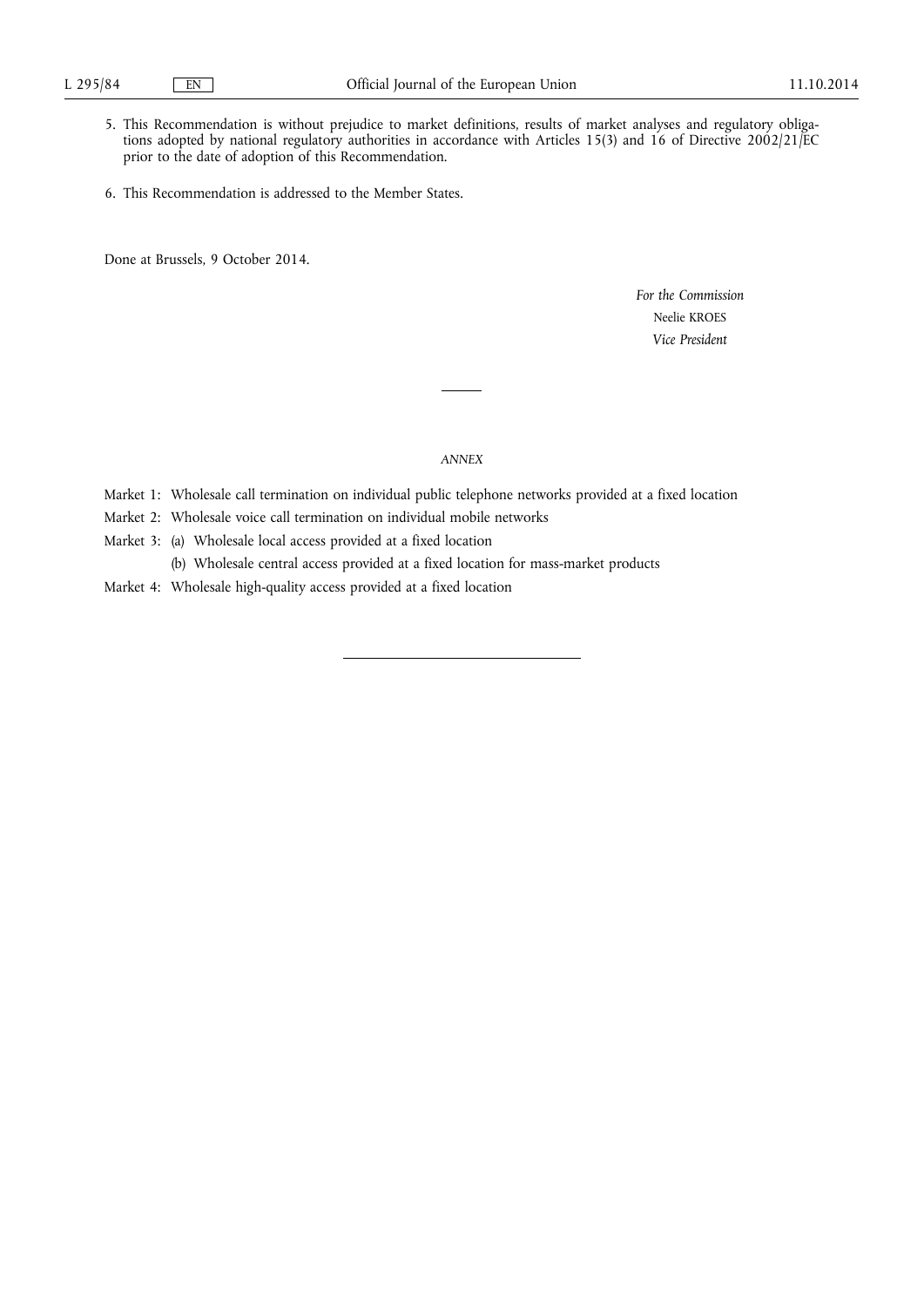5. This Recommendation is without prejudice to market definitions, results of market analyses and regulatory obligations adopted by national regulatory authorities in accordance with Articles 15(3) and 16 of Directive 2002/21/EC prior to the date of adoption of this Recommendation.

6. This Recommendation is addressed to the Member States.

Done at Brussels, 9 October 2014.

*For the Commission*
Neelie KROES
*Vice President*

---

*ANNEX*

Market 1: Wholesale call termination on individual public telephone networks provided at a fixed location

Market 2: Wholesale voice call termination on individual mobile networks

Market 3: (a) Wholesale local access provided at a fixed location

(b) Wholesale central access provided at a fixed location for mass-market products

Market 4: Wholesale high-quality access provided at a fixed location